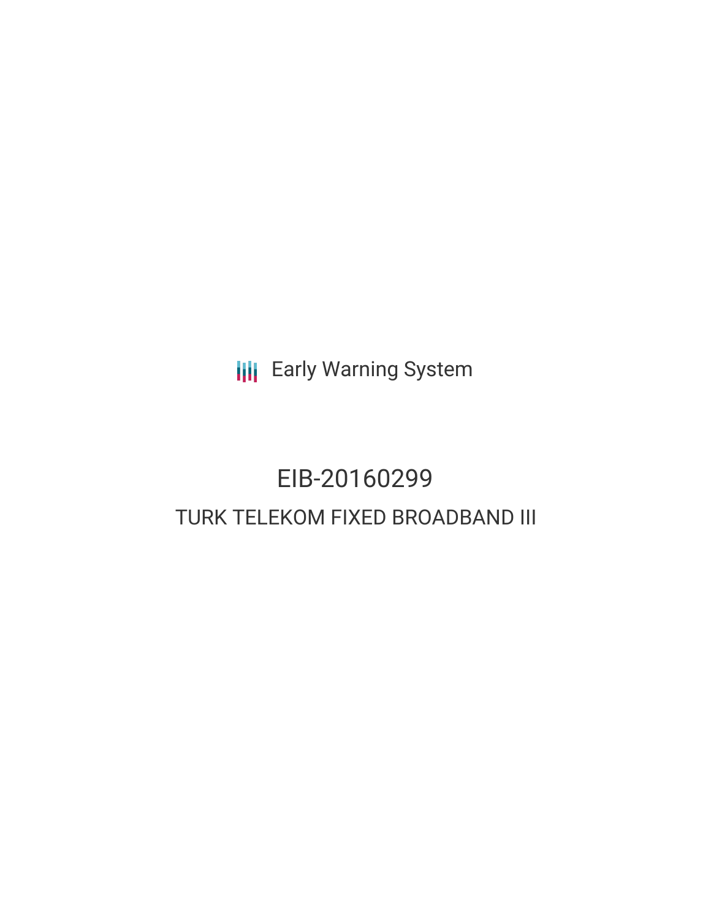Early Warning System

# EIB-20160299

## TURK TELEKOM FIXED BROADBAND III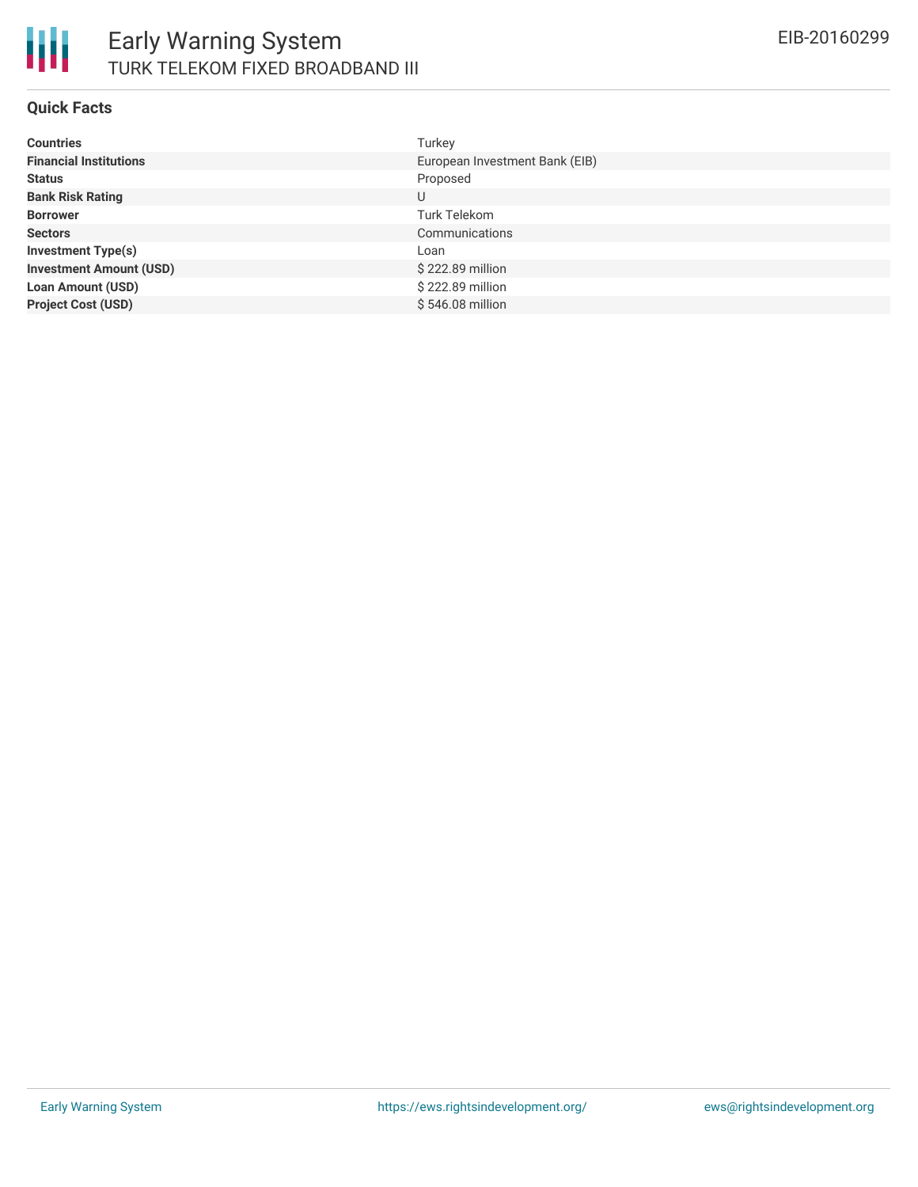# Early Warning System

## TURK TELEKOM FIXED BROADBAND III

EIB-20160299

### Quick Facts

| | |
|---|---|
| **Countries** | Turkey |
| **Financial Institutions** | European Investment Bank (EIB) |
| **Status** | Proposed |
| **Bank Risk Rating** | U |
| **Borrower** | Turk Telekom |
| **Sectors** | Communications |
| **Investment Type(s)** | Loan |
| **Investment Amount (USD)** | $ 222.89 million |
| **Loan Amount (USD)** | $ 222.89 million |
| **Project Cost (USD)** | $ 546.08 million |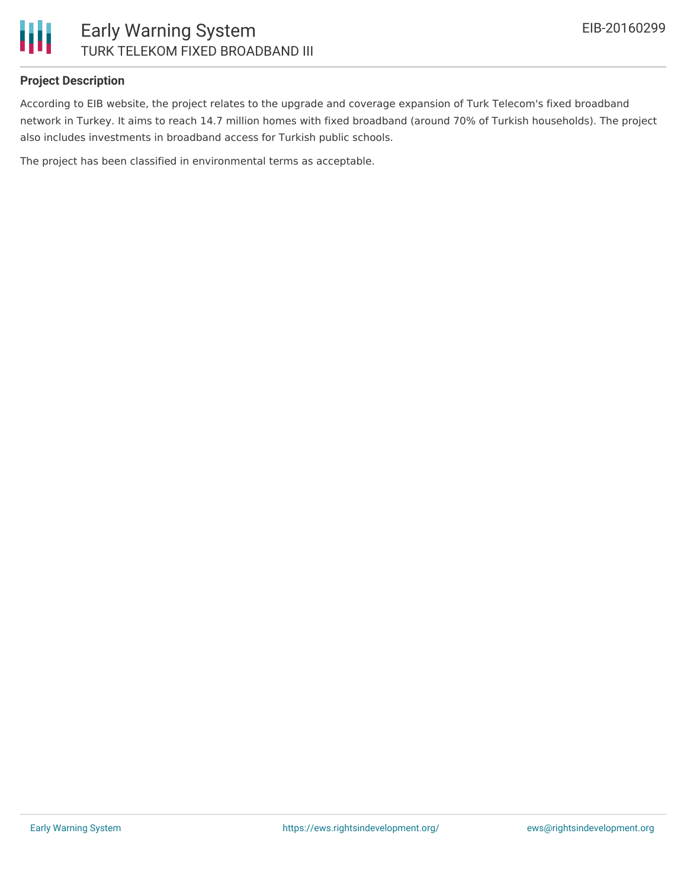## Project Description

According to EIB website, the project relates to the upgrade and coverage expansion of Turk Telecom's fixed broadband network in Turkey. It aims to reach 14.7 million homes with fixed broadband (around 70% of Turkish households). The project also includes investments in broadband access for Turkish public schools.

The project has been classified in environmental terms as acceptable.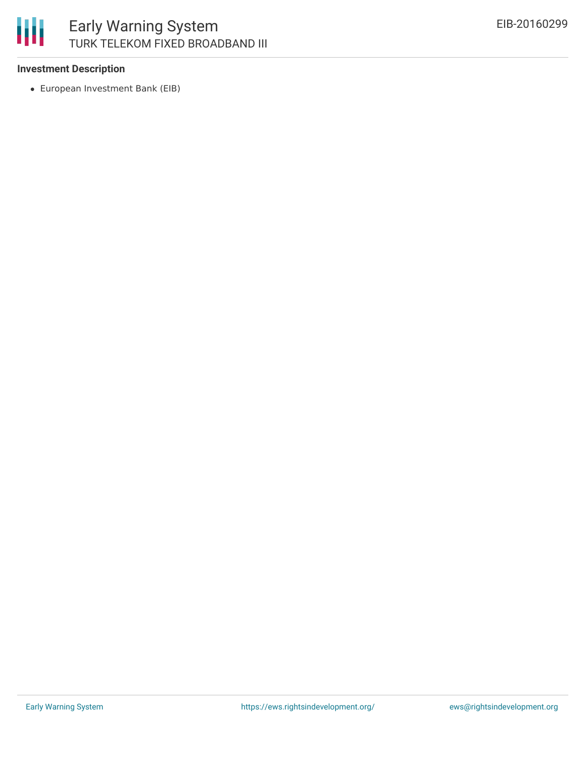**Investment Description**

- European Investment Bank (EIB)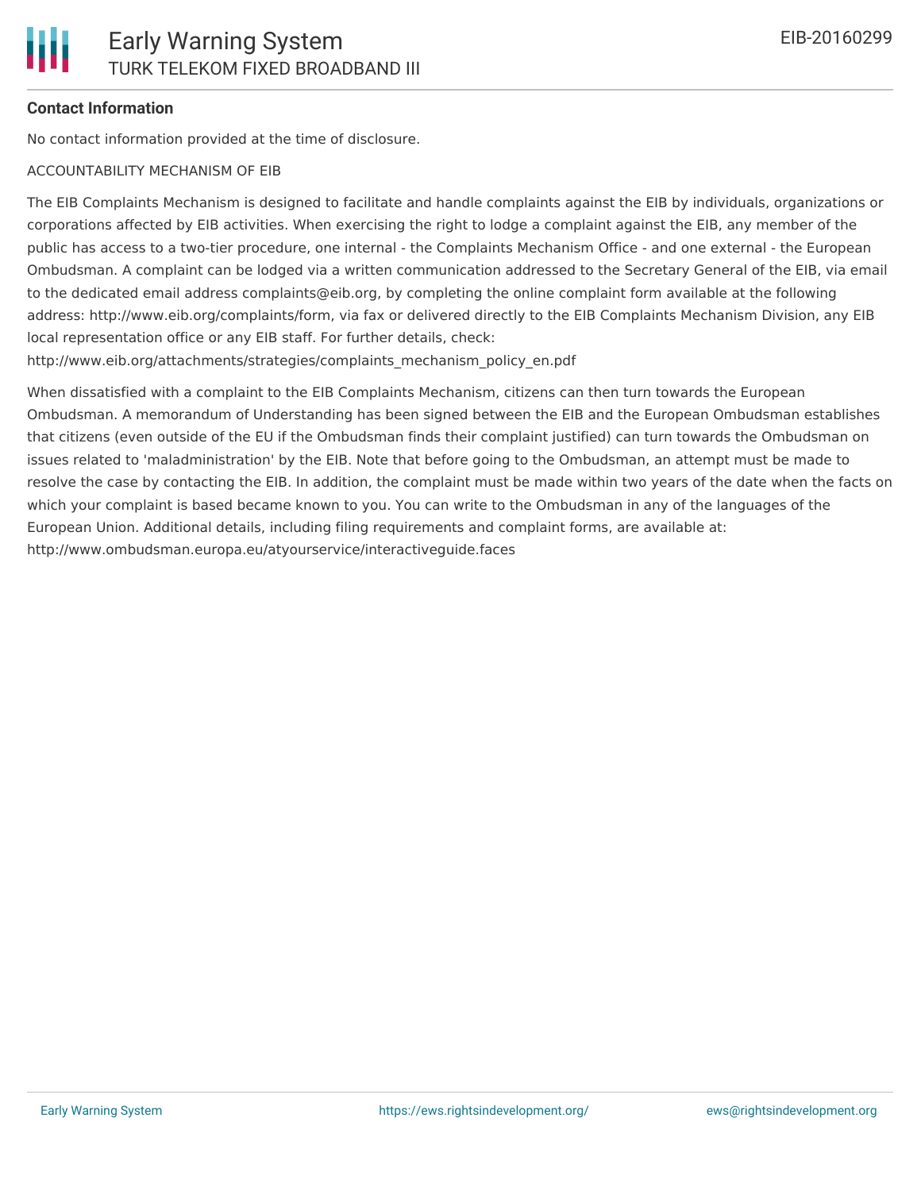**Contact Information**

No contact information provided at the time of disclosure.

ACCOUNTABILITY MECHANISM OF EIB

The EIB Complaints Mechanism is designed to facilitate and handle complaints against the EIB by individuals, organizations or corporations affected by EIB activities. When exercising the right to lodge a complaint against the EIB, any member of the public has access to a two-tier procedure, one internal - the Complaints Mechanism Office - and one external - the European Ombudsman. A complaint can be lodged via a written communication addressed to the Secretary General of the EIB, via email to the dedicated email address complaints@eib.org, by completing the online complaint form available at the following address: http://www.eib.org/complaints/form, via fax or delivered directly to the EIB Complaints Mechanism Division, any EIB local representation office or any EIB staff. For further details, check: http://www.eib.org/attachments/strategies/complaints_mechanism_policy_en.pdf

When dissatisfied with a complaint to the EIB Complaints Mechanism, citizens can then turn towards the European Ombudsman. A memorandum of Understanding has been signed between the EIB and the European Ombudsman establishes that citizens (even outside of the EU if the Ombudsman finds their complaint justified) can turn towards the Ombudsman on issues related to 'maladministration' by the EIB. Note that before going to the Ombudsman, an attempt must be made to resolve the case by contacting the EIB. In addition, the complaint must be made within two years of the date when the facts on which your complaint is based became known to you. You can write to the Ombudsman in any of the languages of the European Union. Additional details, including filing requirements and complaint forms, are available at: http://www.ombudsman.europa.eu/atyourservice/interactiveguide.faces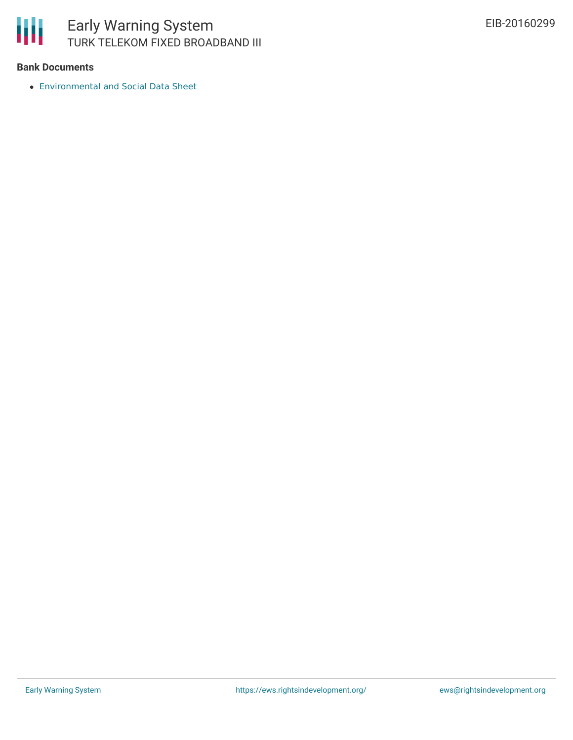**Bank Documents**

- Environmental and Social Data Sheet